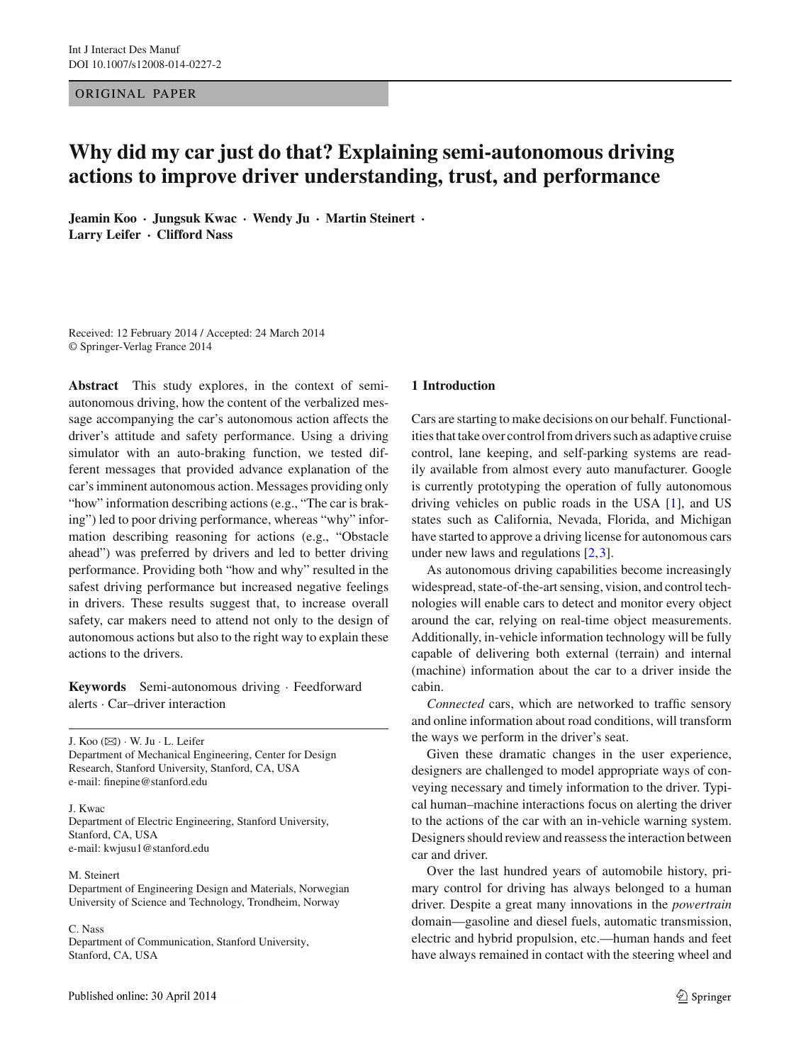ORIGINAL PAPER

# Why did my car just do that? Explaining semi-autonomous driving actions to improve driver understanding, trust, and performance

**Jeamin Koo · Jungsuk Kwac · Wendy Ju · Martin Steinert · Larry Leifer · Clifford Nass**

Received: 12 February 2014 / Accepted: 24 March 2014
© Springer-Verlag France 2014

**Abstract** This study explores, in the context of semi-autonomous driving, how the content of the verbalized message accompanying the car's autonomous action affects the driver's attitude and safety performance. Using a driving simulator with an auto-braking function, we tested different messages that provided advance explanation of the car's imminent autonomous action. Messages providing only "how" information describing actions (e.g., "The car is braking") led to poor driving performance, whereas "why" information describing reasoning for actions (e.g., "Obstacle ahead") was preferred by drivers and led to better driving performance. Providing both "how and why" resulted in the safest driving performance but increased negative feelings in drivers. These results suggest that, to increase overall safety, car makers need to attend not only to the design of autonomous actions but also to the right way to explain these actions to the drivers.

**Keywords** Semi-autonomous driving · Feedforward alerts · Car–driver interaction

J. Koo (✉) · W. Ju · L. Leifer
Department of Mechanical Engineering, Center for Design Research, Stanford University, Stanford, CA, USA
e-mail: finepine@stanford.edu

J. Kwac
Department of Electric Engineering, Stanford University, Stanford, CA, USA
e-mail: kwjusu1@stanford.edu

M. Steinert
Department of Engineering Design and Materials, Norwegian University of Science and Technology, Trondheim, Norway

C. Nass
Department of Communication, Stanford University, Stanford, CA, USA

## 1 Introduction

Cars are starting to make decisions on our behalf. Functionalities that take over control from drivers such as adaptive cruise control, lane keeping, and self-parking systems are readily available from almost every auto manufacturer. Google is currently prototyping the operation of fully autonomous driving vehicles on public roads in the USA [1], and US states such as California, Nevada, Florida, and Michigan have started to approve a driving license for autonomous cars under new laws and regulations [2,3].

As autonomous driving capabilities become increasingly widespread, state-of-the-art sensing, vision, and control technologies will enable cars to detect and monitor every object around the car, relying on real-time object measurements. Additionally, in-vehicle information technology will be fully capable of delivering both external (terrain) and internal (machine) information about the car to a driver inside the cabin.

*Connected* cars, which are networked to traffic sensory and online information about road conditions, will transform the ways we perform in the driver's seat.

Given these dramatic changes in the user experience, designers are challenged to model appropriate ways of conveying necessary and timely information to the driver. Typical human–machine interactions focus on alerting the driver to the actions of the car with an in-vehicle warning system. Designers should review and reassess the interaction between car and driver.

Over the last hundred years of automobile history, primary control for driving has always belonged to a human driver. Despite a great many innovations in the *powertrain* domain—gasoline and diesel fuels, automatic transmission, electric and hybrid propulsion, etc.—human hands and feet have always remained in contact with the steering wheel and

Published online: 30 April 2014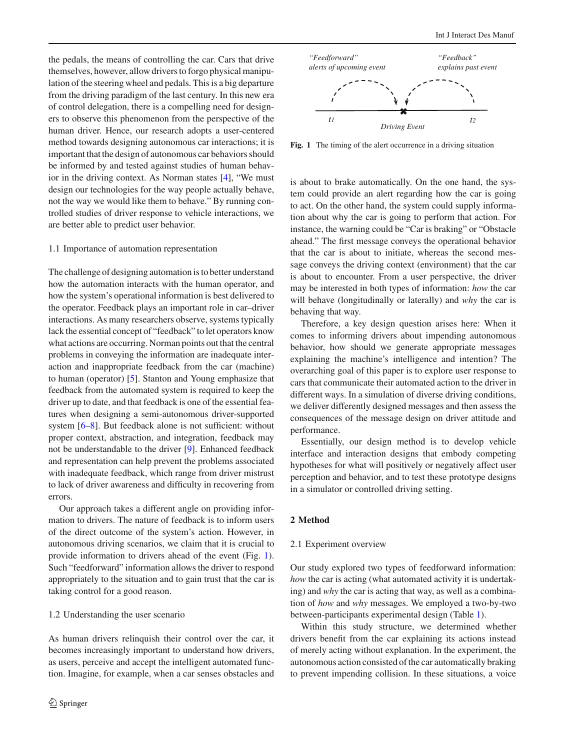the pedals, the means of controlling the car. Cars that drive themselves, however, allow drivers to forgo physical manipulation of the steering wheel and pedals. This is a big departure from the driving paradigm of the last century. In this new era of control delegation, there is a compelling need for designers to observe this phenomenon from the perspective of the human driver. Hence, our research adopts a user-centered method towards designing autonomous car interactions; it is important that the design of autonomous car behaviors should be informed by and tested against studies of human behavior in the driving context. As Norman states [4], "We must design our technologies for the way people actually behave, not the way we would like them to behave." By running controlled studies of driver response to vehicle interactions, we are better able to predict user behavior.

### 1.1 Importance of automation representation

The challenge of designing automation is to better understand how the automation interacts with the human operator, and how the system's operational information is best delivered to the operator. Feedback plays an important role in car–driver interactions. As many researchers observe, systems typically lack the essential concept of "feedback" to let operators know what actions are occurring. Norman points out that the central problems in conveying the information are inadequate interaction and inappropriate feedback from the car (machine) to human (operator) [5]. Stanton and Young emphasize that feedback from the automated system is required to keep the driver up to date, and that feedback is one of the essential features when designing a semi-autonomous driver-supported system [6–8]. But feedback alone is not sufficient: without proper context, abstraction, and integration, feedback may not be understandable to the driver [9]. Enhanced feedback and representation can help prevent the problems associated with inadequate feedback, which range from driver mistrust to lack of driver awareness and difficulty in recovering from errors.

Our approach takes a different angle on providing information to drivers. The nature of feedback is to inform users of the direct outcome of the system's action. However, in autonomous driving scenarios, we claim that it is crucial to provide information to drivers ahead of the event (Fig. 1). Such "feedforward" information allows the driver to respond appropriately to the situation and to gain trust that the car is taking control for a good reason.

### 1.2 Understanding the user scenario

As human drivers relinquish their control over the car, it becomes increasingly important to understand how drivers, as users, perceive and accept the intelligent automated function. Imagine, for example, when a car senses obstacles and is about to brake automatically. On the one hand, the system could provide an alert regarding how the car is going to act. On the other hand, the system could supply information about why the car is going to perform that action. For instance, the warning could be "Car is braking" or "Obstacle ahead." The first message conveys the operational behavior that the car is about to initiate, whereas the second message conveys the driving context (environment) that the car is about to encounter. From a user perspective, the driver may be interested in both types of information: *how* the car will behave (longitudinally or laterally) and *why* the car is behaving that way.

*"Feedforward"*
*alerts of upcoming event*

*"Feedback"*
*explains past event*

*t1*

*Driving Event*

*t2*

**Fig. 1** The timing of the alert occurrence in a driving situation

Therefore, a key design question arises here: When it comes to informing drivers about impending autonomous behavior, how should we generate appropriate messages explaining the machine's intelligence and intention? The overarching goal of this paper is to explore user response to cars that communicate their automated action to the driver in different ways. In a simulation of diverse driving conditions, we deliver differently designed messages and then assess the consequences of the message design on driver attitude and performance.

Essentially, our design method is to develop vehicle interface and interaction designs that embody competing hypotheses for what will positively or negatively affect user perception and behavior, and to test these prototype designs in a simulator or controlled driving setting.

## 2 Method

### 2.1 Experiment overview

Our study explored two types of feedforward information: *how* the car is acting (what automated activity it is undertaking) and *why* the car is acting that way, as well as a combination of *how* and *why* messages. We employed a two-by-two between-participants experimental design (Table 1).

Within this study structure, we determined whether drivers benefit from the car explaining its actions instead of merely acting without explanation. In the experiment, the autonomous action consisted of the car automatically braking to prevent impending collision. In these situations, a voice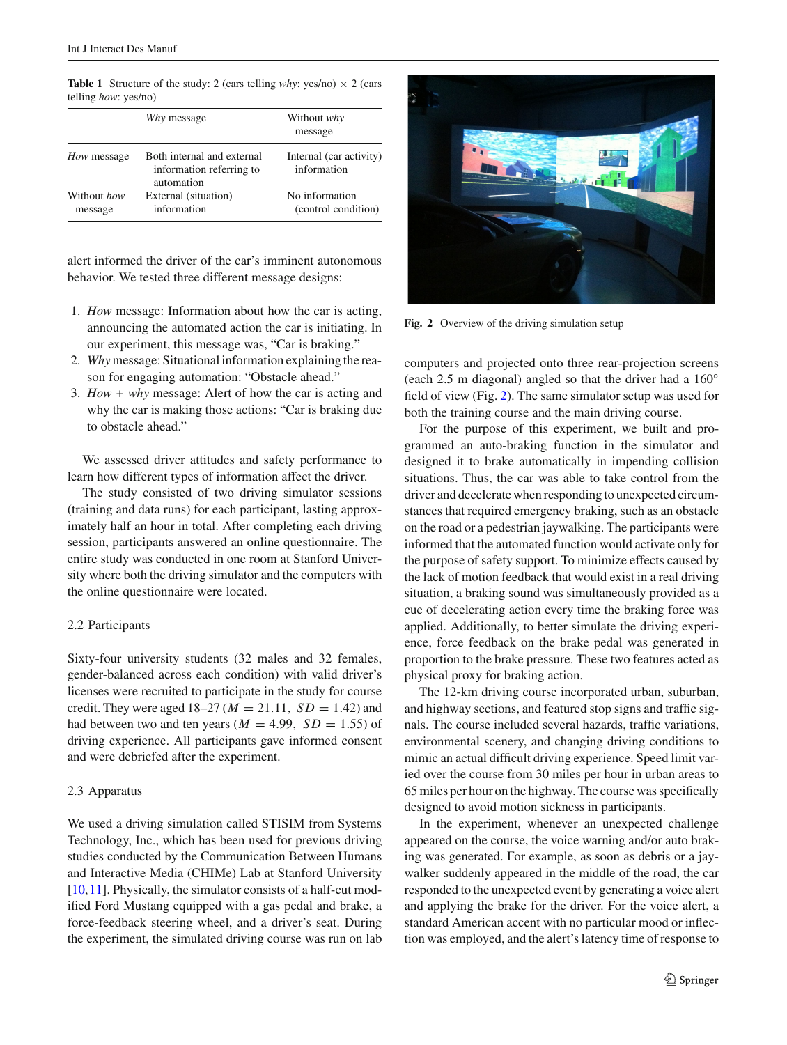**Table 1** Structure of the study: 2 (cars telling *why*: yes/no) × 2 (cars telling *how*: yes/no)

| | *Why* message | Without *why* message |
|---|---|---|
| *How* message | Both internal and external information referring to automation | Internal (car activity) information |
| Without *how* message | External (situation) information | No information (control condition) |

alert informed the driver of the car's imminent autonomous behavior. We tested three different message designs:

1. *How* message: Information about how the car is acting, announcing the automated action the car is initiating. In our experiment, this message was, "Car is braking."
2. *Why* message: Situational information explaining the reason for engaging automation: "Obstacle ahead."
3. *How* + *why* message: Alert of how the car is acting and why the car is making those actions: "Car is braking due to obstacle ahead."

We assessed driver attitudes and safety performance to learn how different types of information affect the driver.

The study consisted of two driving simulator sessions (training and data runs) for each participant, lasting approximately half an hour in total. After completing each driving session, participants answered an online questionnaire. The entire study was conducted in one room at Stanford University where both the driving simulator and the computers with the online questionnaire were located.

### 2.2 Participants

Sixty-four university students (32 males and 32 females, gender-balanced across each condition) with valid driver's licenses were recruited to participate in the study for course credit. They were aged 18–27 ($M = 21.11$, $SD = 1.42$) and had between two and ten years ($M = 4.99$, $SD = 1.55$) of driving experience. All participants gave informed consent and were debriefed after the experiment.

### 2.3 Apparatus

We used a driving simulation called STISIM from Systems Technology, Inc., which has been used for previous driving studies conducted by the Communication Between Humans and Interactive Media (CHIMe) Lab at Stanford University [10,11]. Physically, the simulator consists of a half-cut modified Ford Mustang equipped with a gas pedal and brake, a force-feedback steering wheel, and a driver's seat. During the experiment, the simulated driving course was run on lab computers and projected onto three rear-projection screens (each 2.5 m diagonal) angled so that the driver had a 160° field of view (Fig. 2). The same simulator setup was used for both the training course and the main driving course.

**Fig. 2** Overview of the driving simulation setup

For the purpose of this experiment, we built and programmed an auto-braking function in the simulator and designed it to brake automatically in impending collision situations. Thus, the car was able to take control from the driver and decelerate when responding to unexpected circumstances that required emergency braking, such as an obstacle on the road or a pedestrian jaywalking. The participants were informed that the automated function would activate only for the purpose of safety support. To minimize effects caused by the lack of motion feedback that would exist in a real driving situation, a braking sound was simultaneously provided as a cue of decelerating action every time the braking force was applied. Additionally, to better simulate the driving experience, force feedback on the brake pedal was generated in proportion to the brake pressure. These two features acted as physical proxy for braking action.

The 12-km driving course incorporated urban, suburban, and highway sections, and featured stop signs and traffic signals. The course included several hazards, traffic variations, environmental scenery, and changing driving conditions to mimic an actual difficult driving experience. Speed limit varied over the course from 30 miles per hour in urban areas to 65 miles per hour on the highway. The course was specifically designed to avoid motion sickness in participants.

In the experiment, whenever an unexpected challenge appeared on the course, the voice warning and/or auto braking was generated. For example, as soon as debris or a jaywalker suddenly appeared in the middle of the road, the car responded to the unexpected event by generating a voice alert and applying the brake for the driver. For the voice alert, a standard American accent with no particular mood or inflection was employed, and the alert's latency time of response to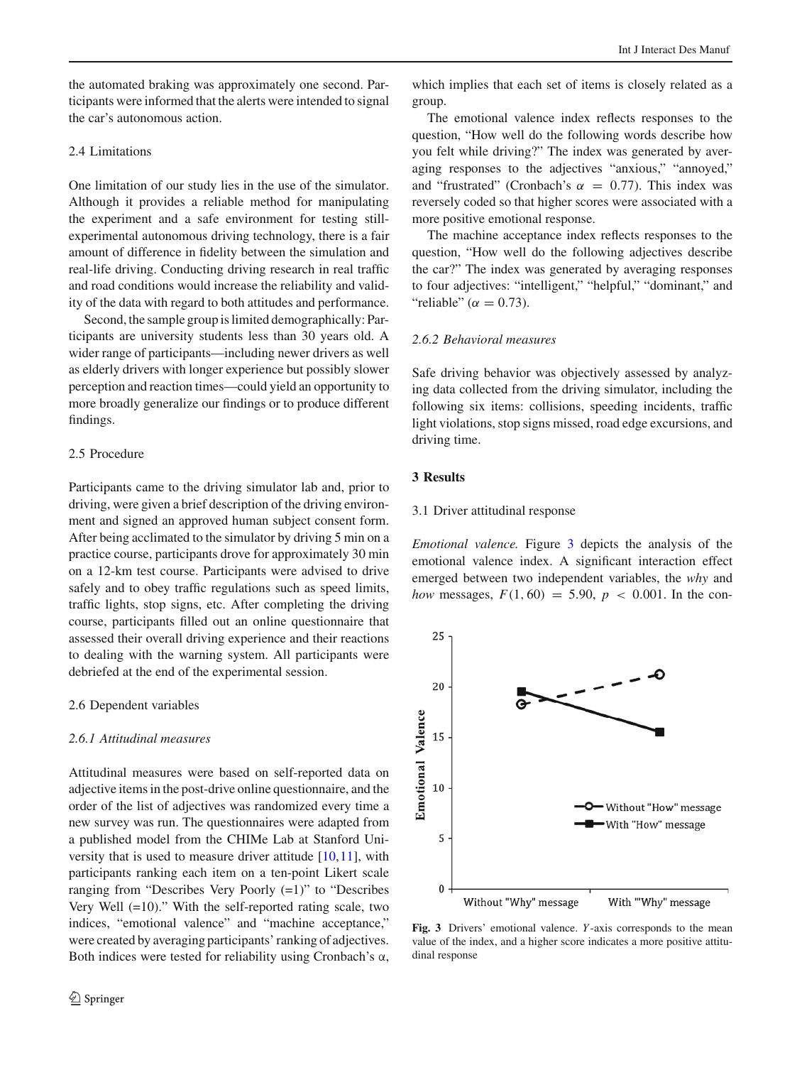the automated braking was approximately one second. Participants were informed that the alerts were intended to signal the car's autonomous action.

### 2.4 Limitations

One limitation of our study lies in the use of the simulator. Although it provides a reliable method for manipulating the experiment and a safe environment for testing still-experimental autonomous driving technology, there is a fair amount of difference in fidelity between the simulation and real-life driving. Conducting driving research in real traffic and road conditions would increase the reliability and validity of the data with regard to both attitudes and performance.

Second, the sample group is limited demographically: Participants are university students less than 30 years old. A wider range of participants—including newer drivers as well as elderly drivers with longer experience but possibly slower perception and reaction times—could yield an opportunity to more broadly generalize our findings or to produce different findings.

### 2.5 Procedure

Participants came to the driving simulator lab and, prior to driving, were given a brief description of the driving environment and signed an approved human subject consent form. After being acclimated to the simulator by driving 5 min on a practice course, participants drove for approximately 30 min on a 12-km test course. Participants were advised to drive safely and to obey traffic regulations such as speed limits, traffic lights, stop signs, etc. After completing the driving course, participants filled out an online questionnaire that assessed their overall driving experience and their reactions to dealing with the warning system. All participants were debriefed at the end of the experimental session.

### 2.6 Dependent variables

#### *2.6.1 Attitudinal measures*

Attitudinal measures were based on self-reported data on adjective items in the post-drive online questionnaire, and the order of the list of adjectives was randomized every time a new survey was run. The questionnaires were adapted from a published model from the CHIMe Lab at Stanford University that is used to measure driver attitude [10,11], with participants ranking each item on a ten-point Likert scale ranging from "Describes Very Poorly (=1)" to "Describes Very Well (=10)." With the self-reported rating scale, two indices, "emotional valence" and "machine acceptance," were created by averaging participants' ranking of adjectives. Both indices were tested for reliability using Cronbach's $\alpha$, which implies that each set of items is closely related as a group.

The emotional valence index reflects responses to the question, "How well do the following words describe how you felt while driving?" The index was generated by averaging responses to the adjectives "anxious," "annoyed," and "frustrated" (Cronbach's $\alpha = 0.77$). This index was reversely coded so that higher scores were associated with a more positive emotional response.

The machine acceptance index reflects responses to the question, "How well do the following adjectives describe the car?" The index was generated by averaging responses to four adjectives: "intelligent," "helpful," "dominant," and "reliable" ($\alpha = 0.73$).

#### *2.6.2 Behavioral measures*

Safe driving behavior was objectively assessed by analyzing data collected from the driving simulator, including the following six items: collisions, speeding incidents, traffic light violations, stop signs missed, road edge excursions, and driving time.

## 3 Results

### 3.1 Driver attitudinal response

*Emotional valence.* Figure 3 depicts the analysis of the emotional valence index. A significant interaction effect emerged between two independent variables, the *why* and *how* messages, $F(1, 60) = 5.90$, $p < 0.001$. In the con-

**Fig. 3** Drivers' emotional valence. *Y*-axis corresponds to the mean value of the index, and a higher score indicates a more positive attitudinal response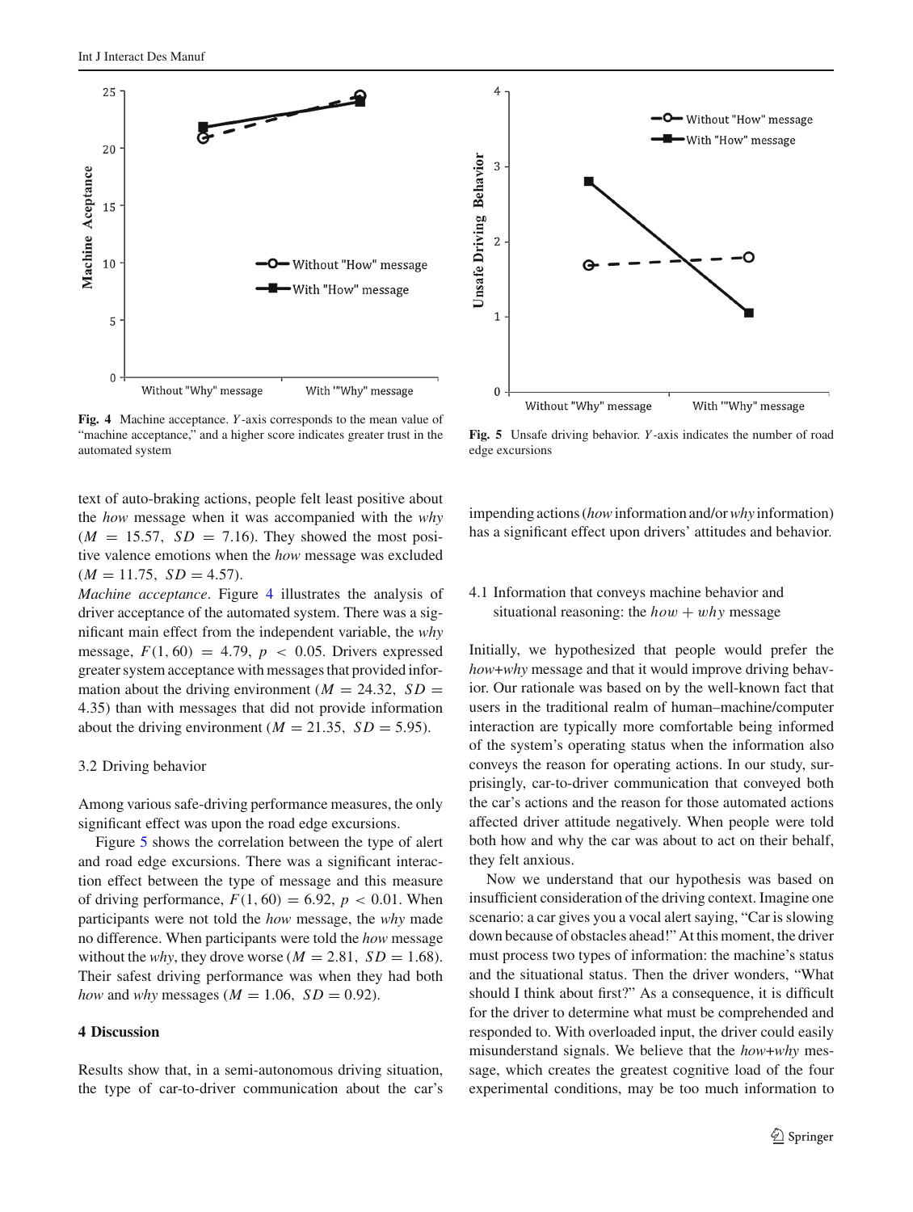Fig. 4 Machine acceptance. *Y*-axis corresponds to the mean value of "machine acceptance," and a higher score indicates greater trust in the automated system

Fig. 5 Unsafe driving behavior. *Y*-axis indicates the number of road edge excursions

text of auto-braking actions, people felt least positive about the *how* message when it was accompanied with the *why* ($M = 15.57$, $SD = 7.16$). They showed the most positive valence emotions when the *how* message was excluded ($M = 11.75$, $SD = 4.57$).

*Machine acceptance*. Figure 4 illustrates the analysis of driver acceptance of the automated system. There was a significant main effect from the independent variable, the *why* message, $F(1, 60) = 4.79$, $p < 0.05$. Drivers expressed greater system acceptance with messages that provided information about the driving environment ($M = 24.32$, $SD = 4.35$) than with messages that did not provide information about the driving environment ($M = 21.35$, $SD = 5.95$).

### 3.2 Driving behavior

Among various safe-driving performance measures, the only significant effect was upon the road edge excursions.

Figure 5 shows the correlation between the type of alert and road edge excursions. There was a significant interaction effect between the type of message and this measure of driving performance, $F(1, 60) = 6.92$, $p < 0.01$. When participants were not told the *how* message, the *why* made no difference. When participants were told the *how* message without the *why*, they drove worse ($M = 2.81$, $SD = 1.68$). Their safest driving performance was when they had both *how* and *why* messages ($M = 1.06$, $SD = 0.92$).

## 4 Discussion

Results show that, in a semi-autonomous driving situation, the type of car-to-driver communication about the car's impending actions (*how* information and/or *why* information) has a significant effect upon drivers' attitudes and behavior.

### 4.1 Information that conveys machine behavior and situational reasoning: the $how + why$ message

Initially, we hypothesized that people would prefer the *how+why* message and that it would improve driving behavior. Our rationale was based on by the well-known fact that users in the traditional realm of human–machine/computer interaction are typically more comfortable being informed of the system's operating status when the information also conveys the reason for operating actions. In our study, surprisingly, car-to-driver communication that conveyed both the car's actions and the reason for those automated actions affected driver attitude negatively. When people were told both how and why the car was about to act on their behalf, they felt anxious.

Now we understand that our hypothesis was based on insufficient consideration of the driving context. Imagine one scenario: a car gives you a vocal alert saying, "Car is slowing down because of obstacles ahead!" At this moment, the driver must process two types of information: the machine's status and the situational status. Then the driver wonders, "What should I think about first?" As a consequence, it is difficult for the driver to determine what must be comprehended and responded to. With overloaded input, the driver could easily misunderstand signals. We believe that the *how+why* message, which creates the greatest cognitive load of the four experimental conditions, may be too much information to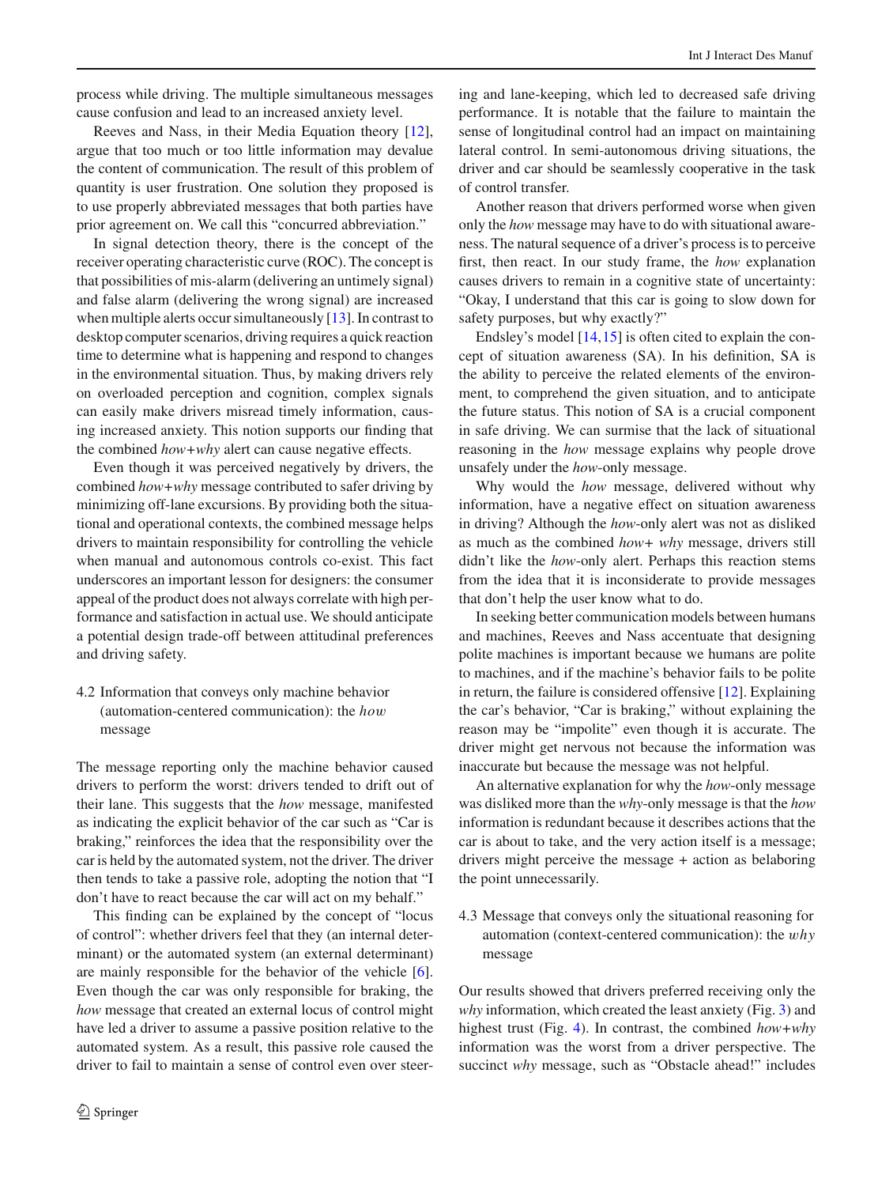process while driving. The multiple simultaneous messages cause confusion and lead to an increased anxiety level.

Reeves and Nass, in their Media Equation theory [12], argue that too much or too little information may devalue the content of communication. The result of this problem of quantity is user frustration. One solution they proposed is to use properly abbreviated messages that both parties have prior agreement on. We call this "concurred abbreviation."

In signal detection theory, there is the concept of the receiver operating characteristic curve (ROC). The concept is that possibilities of mis-alarm (delivering an untimely signal) and false alarm (delivering the wrong signal) are increased when multiple alerts occur simultaneously [13]. In contrast to desktop computer scenarios, driving requires a quick reaction time to determine what is happening and respond to changes in the environmental situation. Thus, by making drivers rely on overloaded perception and cognition, complex signals can easily make drivers misread timely information, causing increased anxiety. This notion supports our finding that the combined *how+why* alert can cause negative effects.

Even though it was perceived negatively by drivers, the combined *how+why* message contributed to safer driving by minimizing off-lane excursions. By providing both the situational and operational contexts, the combined message helps drivers to maintain responsibility for controlling the vehicle when manual and autonomous controls co-exist. This fact underscores an important lesson for designers: the consumer appeal of the product does not always correlate with high performance and satisfaction in actual use. We should anticipate a potential design trade-off between attitudinal preferences and driving safety.

### 4.2 Information that conveys only machine behavior (automation-centered communication): the *how* message

The message reporting only the machine behavior caused drivers to perform the worst: drivers tended to drift out of their lane. This suggests that the *how* message, manifested as indicating the explicit behavior of the car such as "Car is braking," reinforces the idea that the responsibility over the car is held by the automated system, not the driver. The driver then tends to take a passive role, adopting the notion that "I don't have to react because the car will act on my behalf."

This finding can be explained by the concept of "locus of control": whether drivers feel that they (an internal determinant) or the automated system (an external determinant) are mainly responsible for the behavior of the vehicle [6]. Even though the car was only responsible for braking, the *how* message that created an external locus of control might have led a driver to assume a passive position relative to the automated system. As a result, this passive role caused the driver to fail to maintain a sense of control even over steering and lane-keeping, which led to decreased safe driving performance. It is notable that the failure to maintain the sense of longitudinal control had an impact on maintaining lateral control. In semi-autonomous driving situations, the driver and car should be seamlessly cooperative in the task of control transfer.

Another reason that drivers performed worse when given only the *how* message may have to do with situational awareness. The natural sequence of a driver's process is to perceive first, then react. In our study frame, the *how* explanation causes drivers to remain in a cognitive state of uncertainty: "Okay, I understand that this car is going to slow down for safety purposes, but why exactly?"

Endsley's model [14,15] is often cited to explain the concept of situation awareness (SA). In his definition, SA is the ability to perceive the related elements of the environment, to comprehend the given situation, and to anticipate the future status. This notion of SA is a crucial component in safe driving. We can surmise that the lack of situational reasoning in the *how* message explains why people drove unsafely under the *how*-only message.

Why would the *how* message, delivered without why information, have a negative effect on situation awareness in driving? Although the *how*-only alert was not as disliked as much as the combined *how+ why* message, drivers still didn't like the *how*-only alert. Perhaps this reaction stems from the idea that it is inconsiderate to provide messages that don't help the user know what to do.

In seeking better communication models between humans and machines, Reeves and Nass accentuate that designing polite machines is important because we humans are polite to machines, and if the machine's behavior fails to be polite in return, the failure is considered offensive [12]. Explaining the car's behavior, "Car is braking," without explaining the reason may be "impolite" even though it is accurate. The driver might get nervous not because the information was inaccurate but because the message was not helpful.

An alternative explanation for why the *how*-only message was disliked more than the *why*-only message is that the *how* information is redundant because it describes actions that the car is about to take, and the very action itself is a message; drivers might perceive the message + action as belaboring the point unnecessarily.

### 4.3 Message that conveys only the situational reasoning for automation (context-centered communication): the *why* message

Our results showed that drivers preferred receiving only the *why* information, which created the least anxiety (Fig. 3) and highest trust (Fig. 4). In contrast, the combined *how+why* information was the worst from a driver perspective. The succinct *why* message, such as "Obstacle ahead!" includes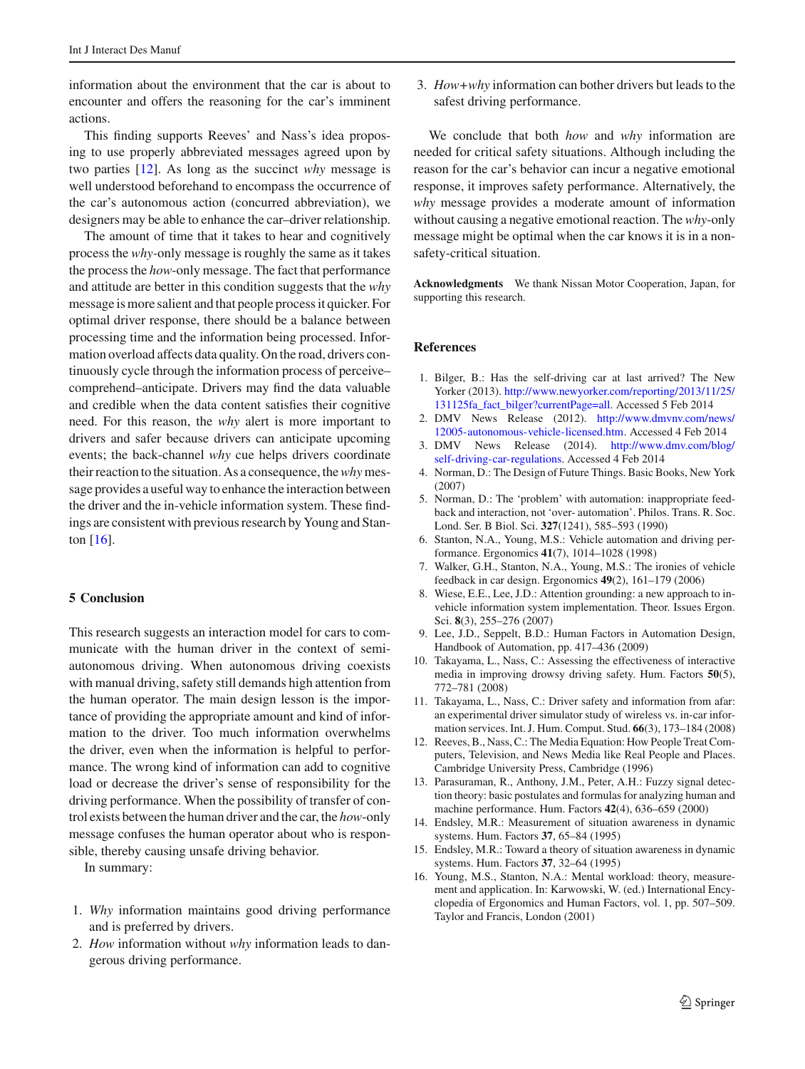information about the environment that the car is about to encounter and offers the reasoning for the car's imminent actions.

This finding supports Reeves' and Nass's idea proposing to use properly abbreviated messages agreed upon by two parties [12]. As long as the succinct *why* message is well understood beforehand to encompass the occurrence of the car's autonomous action (concurred abbreviation), we designers may be able to enhance the car–driver relationship.

The amount of time that it takes to hear and cognitively process the *why*-only message is roughly the same as it takes the process the *how*-only message. The fact that performance and attitude are better in this condition suggests that the *why* message is more salient and that people process it quicker. For optimal driver response, there should be a balance between processing time and the information being processed. Information overload affects data quality. On the road, drivers continuously cycle through the information process of perceive–comprehend–anticipate. Drivers may find the data valuable and credible when the data content satisfies their cognitive need. For this reason, the *why* alert is more important to drivers and safer because drivers can anticipate upcoming events; the back-channel *why* cue helps drivers coordinate their reaction to the situation. As a consequence, the *why* message provides a useful way to enhance the interaction between the driver and the in-vehicle information system. These findings are consistent with previous research by Young and Stanton [16].

## 5 Conclusion

This research suggests an interaction model for cars to communicate with the human driver in the context of semi-autonomous driving. When autonomous driving coexists with manual driving, safety still demands high attention from the human operator. The main design lesson is the importance of providing the appropriate amount and kind of information to the driver. Too much information overwhelms the driver, even when the information is helpful to performance. The wrong kind of information can add to cognitive load or decrease the driver's sense of responsibility for the driving performance. When the possibility of transfer of control exists between the human driver and the car, the *how*-only message confuses the human operator about who is responsible, thereby causing unsafe driving behavior.

In summary:

1. *Why* information maintains good driving performance and is preferred by drivers.
2. *How* information without *why* information leads to dangerous driving performance.
3. *How+why* information can bother drivers but leads to the safest driving performance.

We conclude that both *how* and *why* information are needed for critical safety situations. Although including the reason for the car's behavior can incur a negative emotional response, it improves safety performance. Alternatively, the *why* message provides a moderate amount of information without causing a negative emotional reaction. The *why*-only message might be optimal when the car knows it is in a non-safety-critical situation.

**Acknowledgments** We thank Nissan Motor Cooperation, Japan, for supporting this research.

## References

1. Bilger, B.: Has the self-driving car at last arrived? The New Yorker (2013). http://www.newyorker.com/reporting/2013/11/25/131125fa_fact_bilger?currentPage=all. Accessed 5 Feb 2014
2. DMV News Release (2012). http://www.dmvnv.com/news/12005-autonomous-vehicle-licensed.htm. Accessed 4 Feb 2014
3. DMV News Release (2014). http://www.dmv.com/blog/self-driving-car-regulations. Accessed 4 Feb 2014
4. Norman, D.: The Design of Future Things. Basic Books, New York (2007)
5. Norman, D.: The 'problem' with automation: inappropriate feedback and interaction, not 'over- automation'. Philos. Trans. R. Soc. Lond. Ser. B Biol. Sci. **327**(1241), 585–593 (1990)
6. Stanton, N.A., Young, M.S.: Vehicle automation and driving performance. Ergonomics **41**(7), 1014–1028 (1998)
7. Walker, G.H., Stanton, N.A., Young, M.S.: The ironies of vehicle feedback in car design. Ergonomics **49**(2), 161–179 (2006)
8. Wiese, E.E., Lee, J.D.: Attention grounding: a new approach to in-vehicle information system implementation. Theor. Issues Ergon. Sci. **8**(3), 255–276 (2007)
9. Lee, J.D., Seppelt, B.D.: Human Factors in Automation Design, Handbook of Automation, pp. 417–436 (2009)
10. Takayama, L., Nass, C.: Assessing the effectiveness of interactive media in improving drowsy driving safety. Hum. Factors **50**(5), 772–781 (2008)
11. Takayama, L., Nass, C.: Driver safety and information from afar: an experimental driver simulator study of wireless vs. in-car information services. Int. J. Hum. Comput. Stud. **66**(3), 173–184 (2008)
12. Reeves, B., Nass, C.: The Media Equation: How People Treat Computers, Television, and News Media like Real People and Places. Cambridge University Press, Cambridge (1996)
13. Parasuraman, R., Anthony, J.M., Peter, A.H.: Fuzzy signal detection theory: basic postulates and formulas for analyzing human and machine performance. Hum. Factors **42**(4), 636–659 (2000)
14. Endsley, M.R.: Measurement of situation awareness in dynamic systems. Hum. Factors **37**, 65–84 (1995)
15. Endsley, M.R.: Toward a theory of situation awareness in dynamic systems. Hum. Factors **37**, 32–64 (1995)
16. Young, M.S., Stanton, N.A.: Mental workload: theory, measurement and application. In: Karwowski, W. (ed.) International Encyclopedia of Ergonomics and Human Factors, vol. 1, pp. 507–509. Taylor and Francis, London (2001)